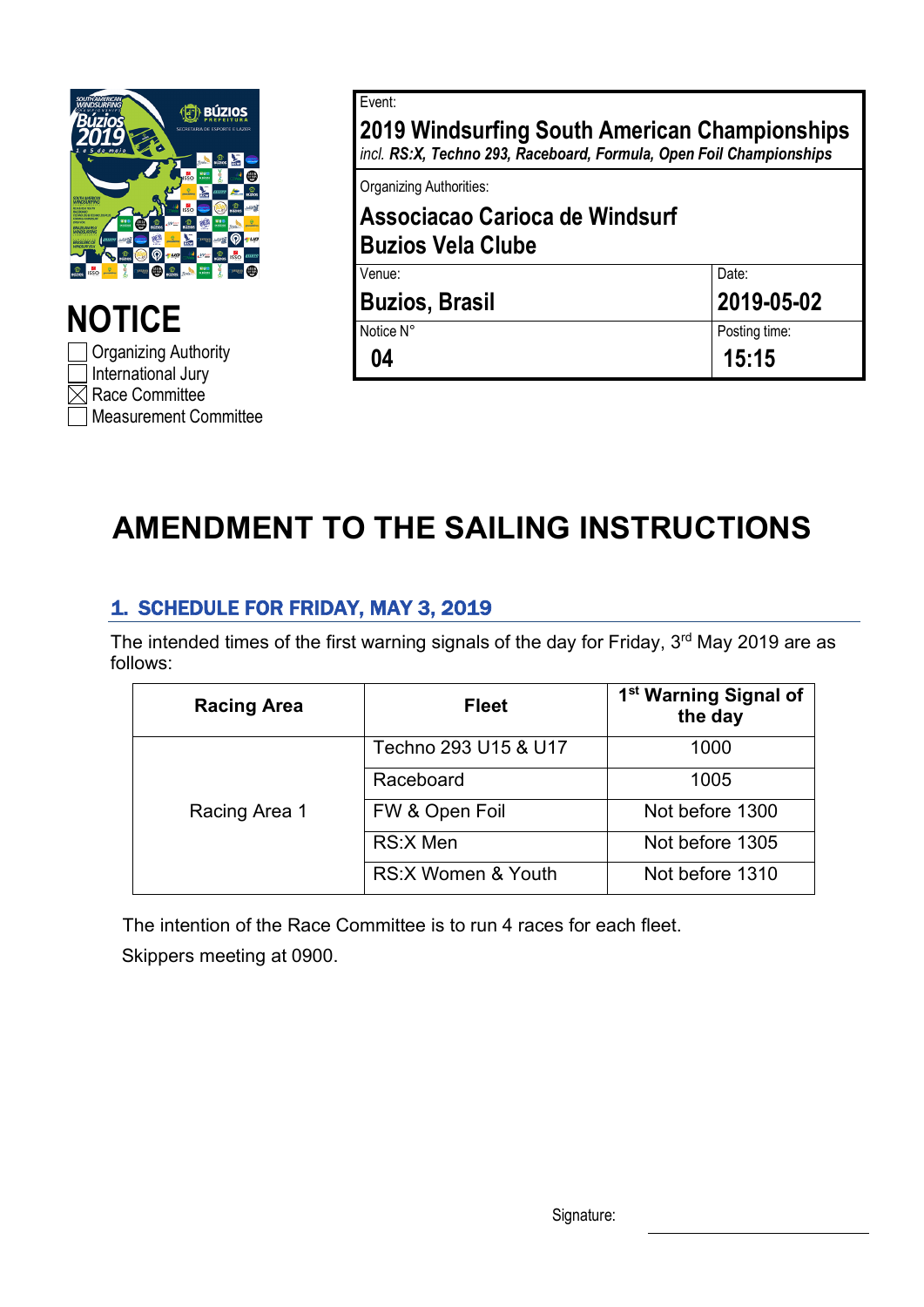# NOTICE

- [ ] Organizing Authority
- [ ] International Jury
- [x] Race Committee
- [ ] Measurement Committee

| Event: | |
|---|---|
| **2019 Windsurfing South American Championships** *incl. **RS:X, Techno 293, Raceboard, Formula, Open Foil Championships*** | |
| Organizing Authorities: **Associacao Carioca de Windsurf** **Buzios Vela Clube** | |
| Venue: **Buzios, Brasil** | Date: **2019-05-02** |
| Notice N° **04** | Posting time: **15:15** |

# AMENDMENT TO THE SAILING INSTRUCTIONS

## 1. SCHEDULE FOR FRIDAY, MAY 3, 2019

The intended times of the first warning signals of the day for Friday, 3rd May 2019 are as follows:

| Racing Area | Fleet | 1st Warning Signal of the day |
|---|---|---|
| Racing Area 1 | Techno 293 U15 & U17 | 1000 |
| | Raceboard | 1005 |
| | FW & Open Foil | Not before 1300 |
| | RS:X Men | Not before 1305 |
| | RS:X Women & Youth | Not before 1310 |

The intention of the Race Committee is to run 4 races for each fleet.

Skippers meeting at 0900.

Signature: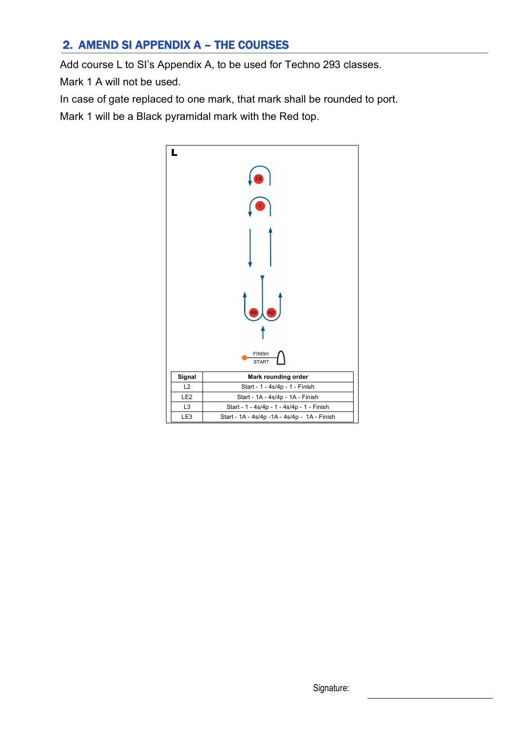## 2. AMEND SI APPENDIX A – THE COURSES

Add course L to SI's Appendix A, to be used for Techno 293 classes.

Mark 1 A will not be used.

In case of gate replaced to one mark, that mark shall be rounded to port.

Mark 1 will be a Black pyramidal mark with the Red top.

L

1A

1

4s 4p

FINISH

START

| Signal | Mark rounding order |
|---|---|
| L2 | Start - 1 - 4s/4p - 1 - Finish |
| LE2 | Start - 1A - 4s/4p - 1A - Finish |
| L3 | Start - 1 - 4s/4p - 1 - 4s/4p - 1 - Finish |
| LE3 | Start - 1A - 4s/4p -1A - 4s/4p - 1A - Finish |

Signature: